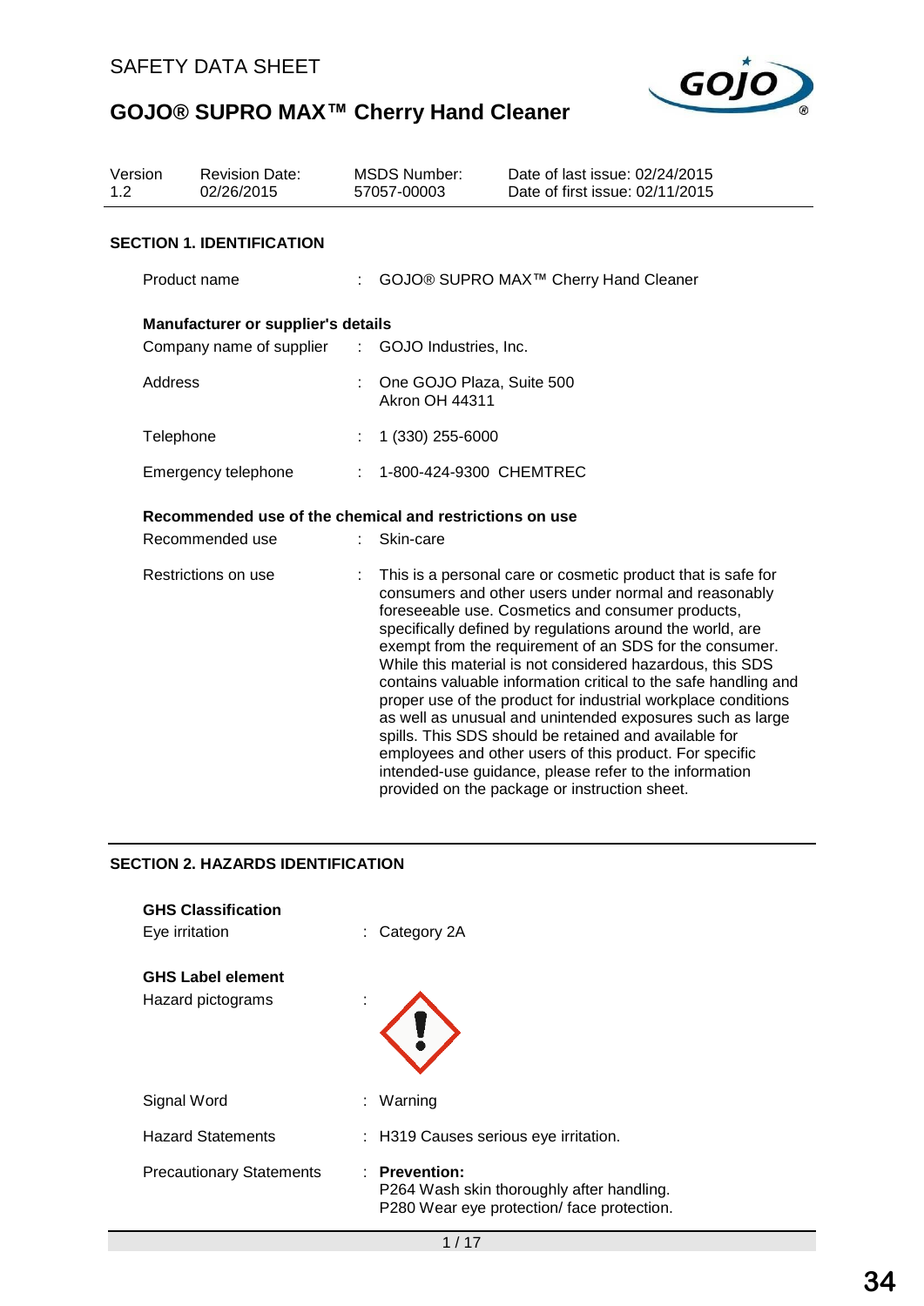SAFETY DATA SHEET

# GOJO® SUPRO MAX™ Cherry Hand Cleaner

| Version | Revision Date: | MSDS Number: | Date of last issue: 02/24/2015 |
|---|---|---|---|
| 1.2 | 02/26/2015 | 57057-00003 | Date of first issue: 02/11/2015 |

## SECTION 1. IDENTIFICATION

Product name : GOJO® SUPRO MAX™ Cherry Hand Cleaner

**Manufacturer or supplier's details**

Company name of supplier : GOJO Industries, Inc.

Address : One GOJO Plaza, Suite 500
Akron OH 44311

Telephone : 1 (330) 255-6000

Emergency telephone : 1-800-424-9300 CHEMTREC

**Recommended use of the chemical and restrictions on use**

Recommended use : Skin-care

Restrictions on use : This is a personal care or cosmetic product that is safe for consumers and other users under normal and reasonably foreseeable use. Cosmetics and consumer products, specifically defined by regulations around the world, are exempt from the requirement of an SDS for the consumer. While this material is not considered hazardous, this SDS contains valuable information critical to the safe handling and proper use of the product for industrial workplace conditions as well as unusual and unintended exposures such as large spills. This SDS should be retained and available for employees and other users of this product. For specific intended-use guidance, please refer to the information provided on the package or instruction sheet.

## SECTION 2. HAZARDS IDENTIFICATION

**GHS Classification**

Eye irritation : Category 2A

**GHS Label element**

Hazard pictograms :

Signal Word : Warning

Hazard Statements : H319 Causes serious eye irritation.

Precautionary Statements : **Prevention:**
P264 Wash skin thoroughly after handling.
P280 Wear eye protection/ face protection.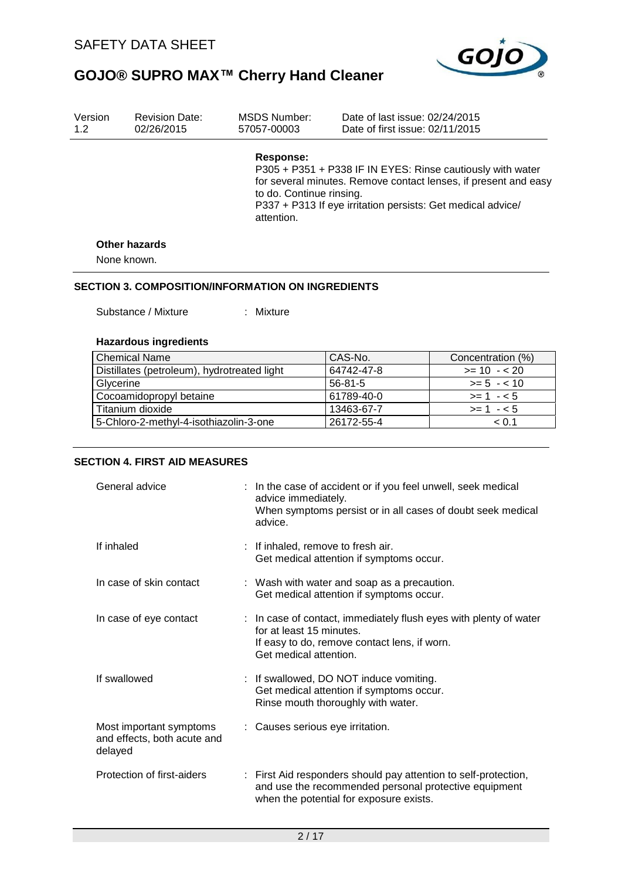**Response:**

P305 + P351 + P338 IF IN EYES: Rinse cautiously with water for several minutes. Remove contact lenses, if present and easy to do. Continue rinsing.
P337 + P313 If eye irritation persists: Get medical advice/ attention.

**Other hazards**

None known.

## SECTION 3. COMPOSITION/INFORMATION ON INGREDIENTS

Substance / Mixture : Mixture

**Hazardous ingredients**

| Chemical Name | CAS-No. | Concentration (%) |
|---|---|---|
| Distillates (petroleum), hydrotreated light | 64742-47-8 | >= 10 - < 20 |
| Glycerine | 56-81-5 | >= 5 - < 10 |
| Cocoamidopropyl betaine | 61789-40-0 | >= 1 - < 5 |
| Titanium dioxide | 13463-67-7 | >= 1 - < 5 |
| 5-Chloro-2-methyl-4-isothiazolin-3-one | 26172-55-4 | < 0.1 |

## SECTION 4. FIRST AID MEASURES

General advice : In the case of accident or if you feel unwell, seek medical advice immediately.
When symptoms persist or in all cases of doubt seek medical advice.

If inhaled : If inhaled, remove to fresh air.
Get medical attention if symptoms occur.

In case of skin contact : Wash with water and soap as a precaution.
Get medical attention if symptoms occur.

In case of eye contact : In case of contact, immediately flush eyes with plenty of water for at least 15 minutes.
If easy to do, remove contact lens, if worn.
Get medical attention.

If swallowed : If swallowed, DO NOT induce vomiting.
Get medical attention if symptoms occur.
Rinse mouth thoroughly with water.

Most important symptoms and effects, both acute and delayed : Causes serious eye irritation.

Protection of first-aiders : First Aid responders should pay attention to self-protection, and use the recommended personal protective equipment when the potential for exposure exists.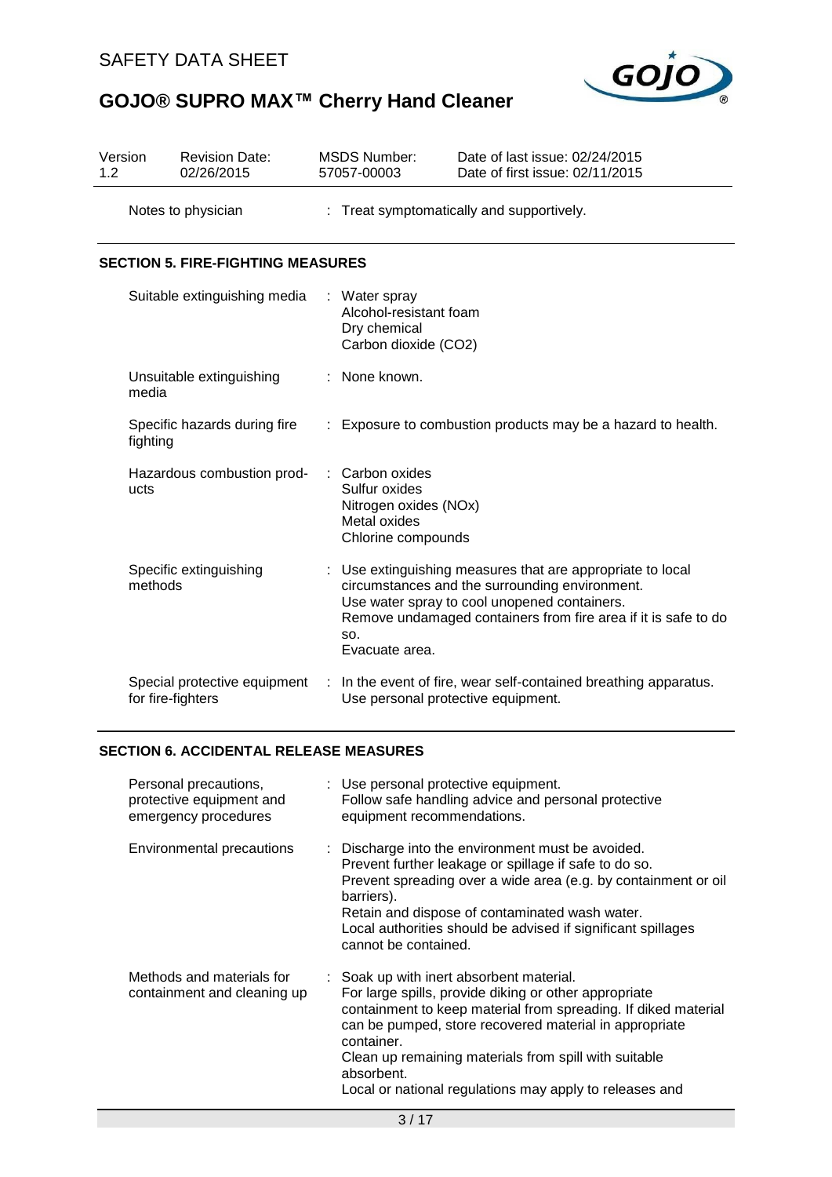| Version 1.2 | Revision Date: 02/26/2015 | MSDS Number: 57057-00003 | Date of last issue: 02/24/2015 Date of first issue: 02/11/2015 |
|---|---|---|---|

Notes to physician : Treat symptomatically and supportively.

## SECTION 5. FIRE-FIGHTING MEASURES

| | |
|---|---|
| Suitable extinguishing media | : Water spray<br>Alcohol-resistant foam<br>Dry chemical<br>Carbon dioxide ($CO_2$) |
| Unsuitable extinguishing media | : None known. |
| Specific hazards during fire fighting | : Exposure to combustion products may be a hazard to health. |
| Hazardous combustion products | : Carbon oxides<br>Sulfur oxides<br>Nitrogen oxides (NOx)<br>Metal oxides<br>Chlorine compounds |
| Specific extinguishing methods | : Use extinguishing measures that are appropriate to local circumstances and the surrounding environment.<br>Use water spray to cool unopened containers.<br>Remove undamaged containers from fire area if it is safe to do so.<br>Evacuate area. |
| Special protective equipment for fire-fighters | : In the event of fire, wear self-contained breathing apparatus.<br>Use personal protective equipment. |

## SECTION 6. ACCIDENTAL RELEASE MEASURES

| | |
|---|---|
| Personal precautions, protective equipment and emergency procedures | : Use personal protective equipment.<br>Follow safe handling advice and personal protective equipment recommendations. |
| Environmental precautions | : Discharge into the environment must be avoided.<br>Prevent further leakage or spillage if safe to do so.<br>Prevent spreading over a wide area (e.g. by containment or oil barriers).<br>Retain and dispose of contaminated wash water.<br>Local authorities should be advised if significant spillages cannot be contained. |
| Methods and materials for containment and cleaning up | : Soak up with inert absorbent material.<br>For large spills, provide diking or other appropriate containment to keep material from spreading. If diked material can be pumped, store recovered material in appropriate container.<br>Clean up remaining materials from spill with suitable absorbent.<br>Local or national regulations may apply to releases and |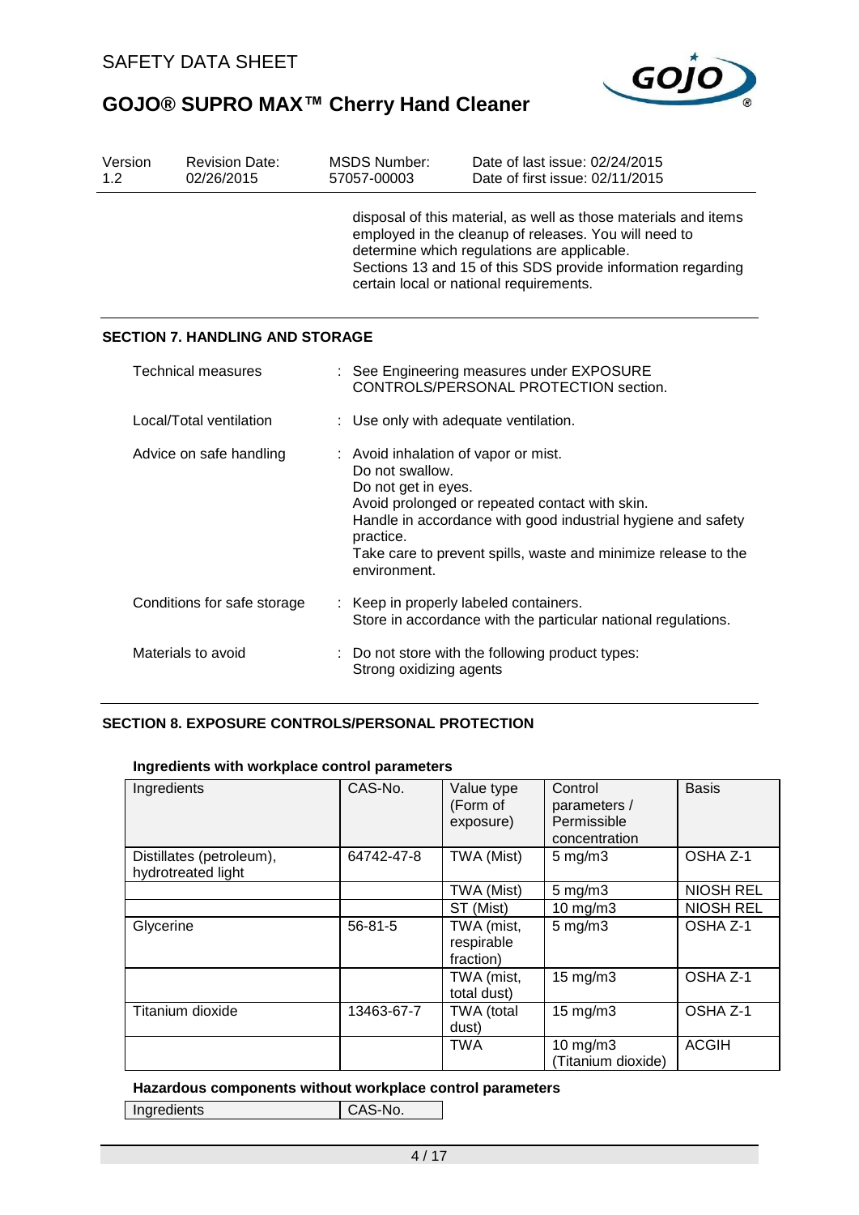| Version | Revision Date: | MSDS Number: | Date of last issue: 02/24/2015 |
|---|---|---|---|
| 1.2 | 02/26/2015 | 57057-00003 | Date of first issue: 02/11/2015 |

disposal of this material, as well as those materials and items employed in the cleanup of releases. You will need to determine which regulations are applicable.
Sections 13 and 15 of this SDS provide information regarding certain local or national requirements.

## SECTION 7. HANDLING AND STORAGE

Technical measures : See Engineering measures under EXPOSURE CONTROLS/PERSONAL PROTECTION section.

Local/Total ventilation : Use only with adequate ventilation.

Advice on safe handling : Avoid inhalation of vapor or mist.
Do not swallow.
Do not get in eyes.
Avoid prolonged or repeated contact with skin.
Handle in accordance with good industrial hygiene and safety practice.
Take care to prevent spills, waste and minimize release to the environment.

Conditions for safe storage : Keep in properly labeled containers.
Store in accordance with the particular national regulations.

Materials to avoid : Do not store with the following product types:
Strong oxidizing agents

## SECTION 8. EXPOSURE CONTROLS/PERSONAL PROTECTION

### Ingredients with workplace control parameters

| Ingredients | CAS-No. | Value type (Form of exposure) | Control parameters / Permissible concentration | Basis |
|---|---|---|---|---|
| Distillates (petroleum), hydrotreated light | 64742-47-8 | TWA (Mist) | 5 mg/m3 | OSHA Z-1 |
| | | TWA (Mist) | 5 mg/m3 | NIOSH REL |
| | | ST (Mist) | 10 mg/m3 | NIOSH REL |
| Glycerine | 56-81-5 | TWA (mist, respirable fraction) | 5 mg/m3 | OSHA Z-1 |
| | | TWA (mist, total dust) | 15 mg/m3 | OSHA Z-1 |
| Titanium dioxide | 13463-67-7 | TWA (total dust) | 15 mg/m3 | OSHA Z-1 |
| | | TWA | 10 mg/m3 (Titanium dioxide) | ACGIH |

### Hazardous components without workplace control parameters

| Ingredients | CAS-No. |
|---|---|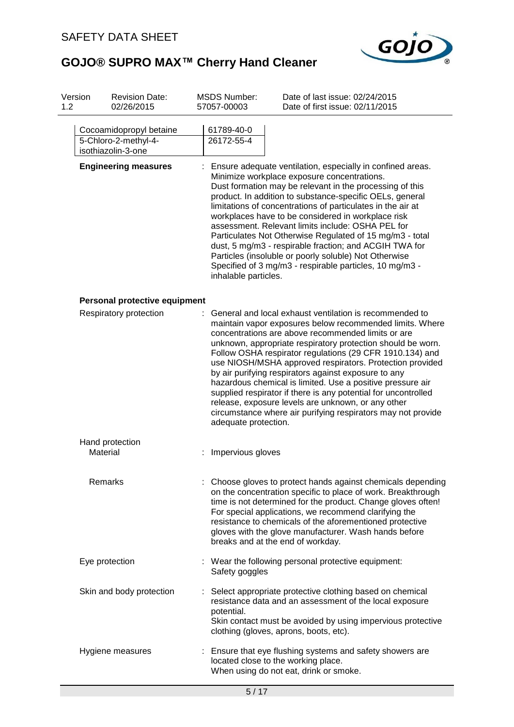| Cocoamidopropyl betaine | 61789-40-0 |
| --- | --- |
| 5-Chloro-2-methyl-4-isothiazolin-3-one | 26172-55-4 |

**Engineering measures** : Ensure adequate ventilation, especially in confined areas. Minimize workplace exposure concentrations. Dust formation may be relevant in the processing of this product. In addition to substance-specific OELs, general limitations of concentrations of particulates in the air at workplaces have to be considered in workplace risk assessment. Relevant limits include: OSHA PEL for Particulates Not Otherwise Regulated of 15 mg/m3 - total dust, 5 mg/m3 - respirable fraction; and ACGIH TWA for Particles (insoluble or poorly soluble) Not Otherwise Specified of 3 mg/m3 - respirable particles, 10 mg/m3 - inhalable particles.

**Personal protective equipment**

Respiratory protection : General and local exhaust ventilation is recommended to maintain vapor exposures below recommended limits. Where concentrations are above recommended limits or are unknown, appropriate respiratory protection should be worn. Follow OSHA respirator regulations (29 CFR 1910.134) and use NIOSH/MSHA approved respirators. Protection provided by air purifying respirators against exposure to any hazardous chemical is limited. Use a positive pressure air supplied respirator if there is any potential for uncontrolled release, exposure levels are unknown, or any other circumstance where air purifying respirators may not provide adequate protection.

Hand protection

Material : Impervious gloves

Remarks : Choose gloves to protect hands against chemicals depending on the concentration specific to place of work. Breakthrough time is not determined for the product. Change gloves often! For special applications, we recommend clarifying the resistance to chemicals of the aforementioned protective gloves with the glove manufacturer. Wash hands before breaks and at the end of workday.

Eye protection : Wear the following personal protective equipment: Safety goggles

Skin and body protection : Select appropriate protective clothing based on chemical resistance data and an assessment of the local exposure potential. Skin contact must be avoided by using impervious protective clothing (gloves, aprons, boots, etc).

Hygiene measures : Ensure that eye flushing systems and safety showers are located close to the working place. When using do not eat, drink or smoke.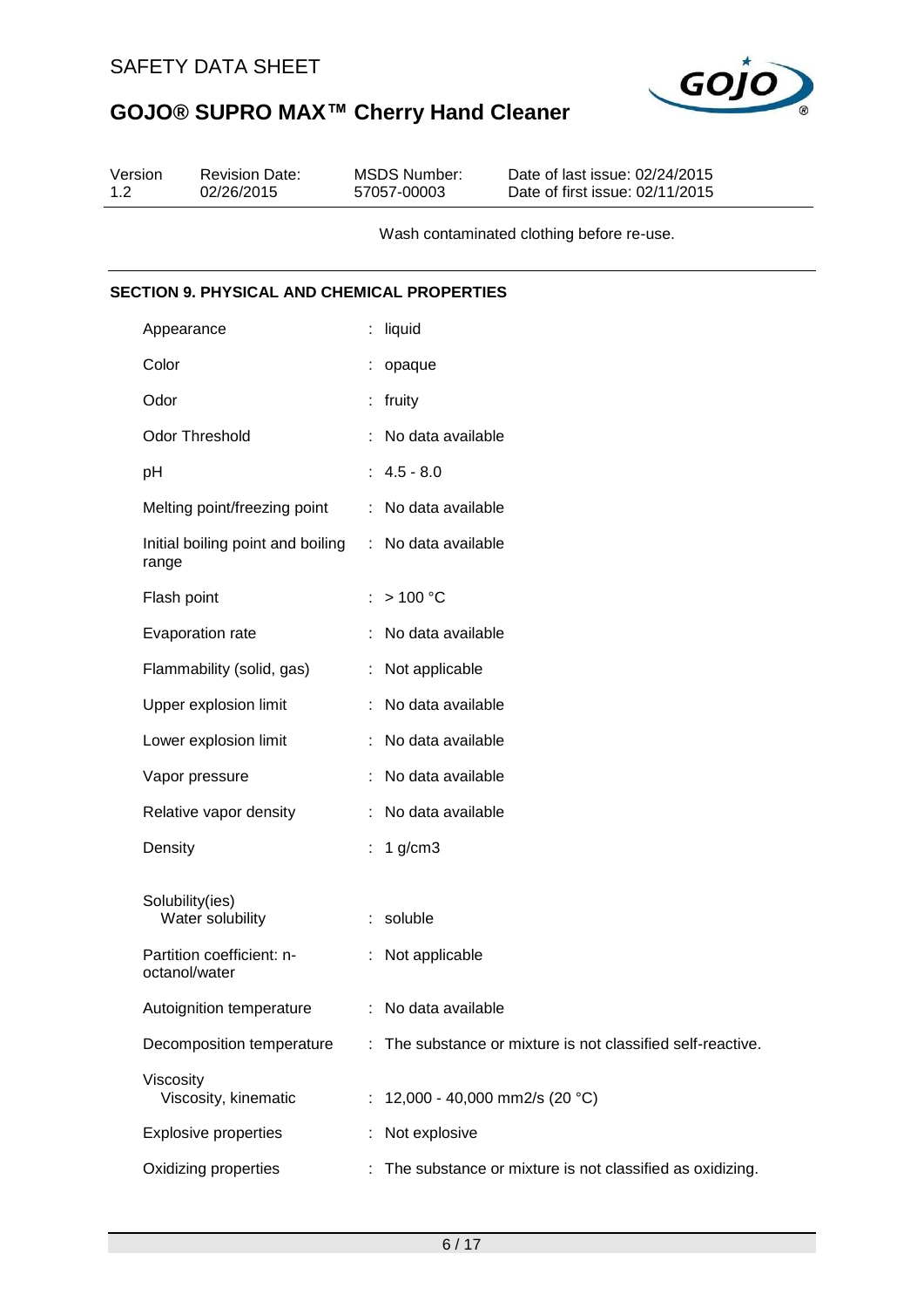Wash contaminated clothing before re-use.

## SECTION 9. PHYSICAL AND CHEMICAL PROPERTIES

| Property | Value |
|---|---|
| Appearance | liquid |
| Color | opaque |
| Odor | fruity |
| Odor Threshold | No data available |
| pH | 4.5 - 8.0 |
| Melting point/freezing point | No data available |
| Initial boiling point and boiling range | No data available |
| Flash point | > 100 °C |
| Evaporation rate | No data available |
| Flammability (solid, gas) | Not applicable |
| Upper explosion limit | No data available |
| Lower explosion limit | No data available |
| Vapor pressure | No data available |
| Relative vapor density | No data available |
| Density | 1 g/cm3 |
| Solubility(ies) | |
| Water solubility | soluble |
| Partition coefficient: n-octanol/water | Not applicable |
| Autoignition temperature | No data available |
| Decomposition temperature | The substance or mixture is not classified self-reactive. |
| Viscosity | |
| Viscosity, kinematic | 12,000 - 40,000 mm2/s (20 °C) |
| Explosive properties | Not explosive |
| Oxidizing properties | The substance or mixture is not classified as oxidizing. |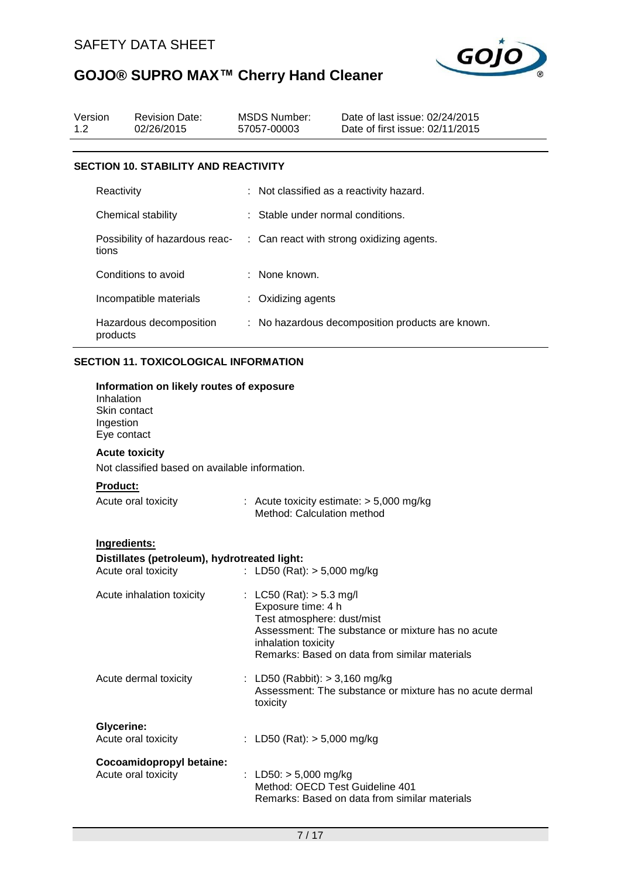## SECTION 10. STABILITY AND REACTIVITY

| | |
|---|---|
| Reactivity | : Not classified as a reactivity hazard. |
| Chemical stability | : Stable under normal conditions. |
| Possibility of hazardous reactions | : Can react with strong oxidizing agents. |
| Conditions to avoid | : None known. |
| Incompatible materials | : Oxidizing agents |
| Hazardous decomposition products | : No hazardous decomposition products are known. |

## SECTION 11. TOXICOLOGICAL INFORMATION

**Information on likely routes of exposure**
Inhalation
Skin contact
Ingestion
Eye contact

**Acute toxicity**

Not classified based on available information.

**Product:**

| | |
|---|---|
| Acute oral toxicity | : Acute toxicity estimate: > 5,000 mg/kg<br>Method: Calculation method |

**Ingredients:**

**Distillates (petroleum), hydrotreated light:**

| | |
|---|---|
| Acute oral toxicity | : LD50 (Rat): > 5,000 mg/kg |
| Acute inhalation toxicity | : LC50 (Rat): > 5.3 mg/l<br>Exposure time: 4 h<br>Test atmosphere: dust/mist<br>Assessment: The substance or mixture has no acute inhalation toxicity<br>Remarks: Based on data from similar materials |
| Acute dermal toxicity | : LD50 (Rabbit): > 3,160 mg/kg<br>Assessment: The substance or mixture has no acute dermal toxicity |

**Glycerine:**

| | |
|---|---|
| Acute oral toxicity | : LD50 (Rat): > 5,000 mg/kg |

**Cocoamidopropyl betaine:**

| | |
|---|---|
| Acute oral toxicity | : LD50: > 5,000 mg/kg<br>Method: OECD Test Guideline 401<br>Remarks: Based on data from similar materials |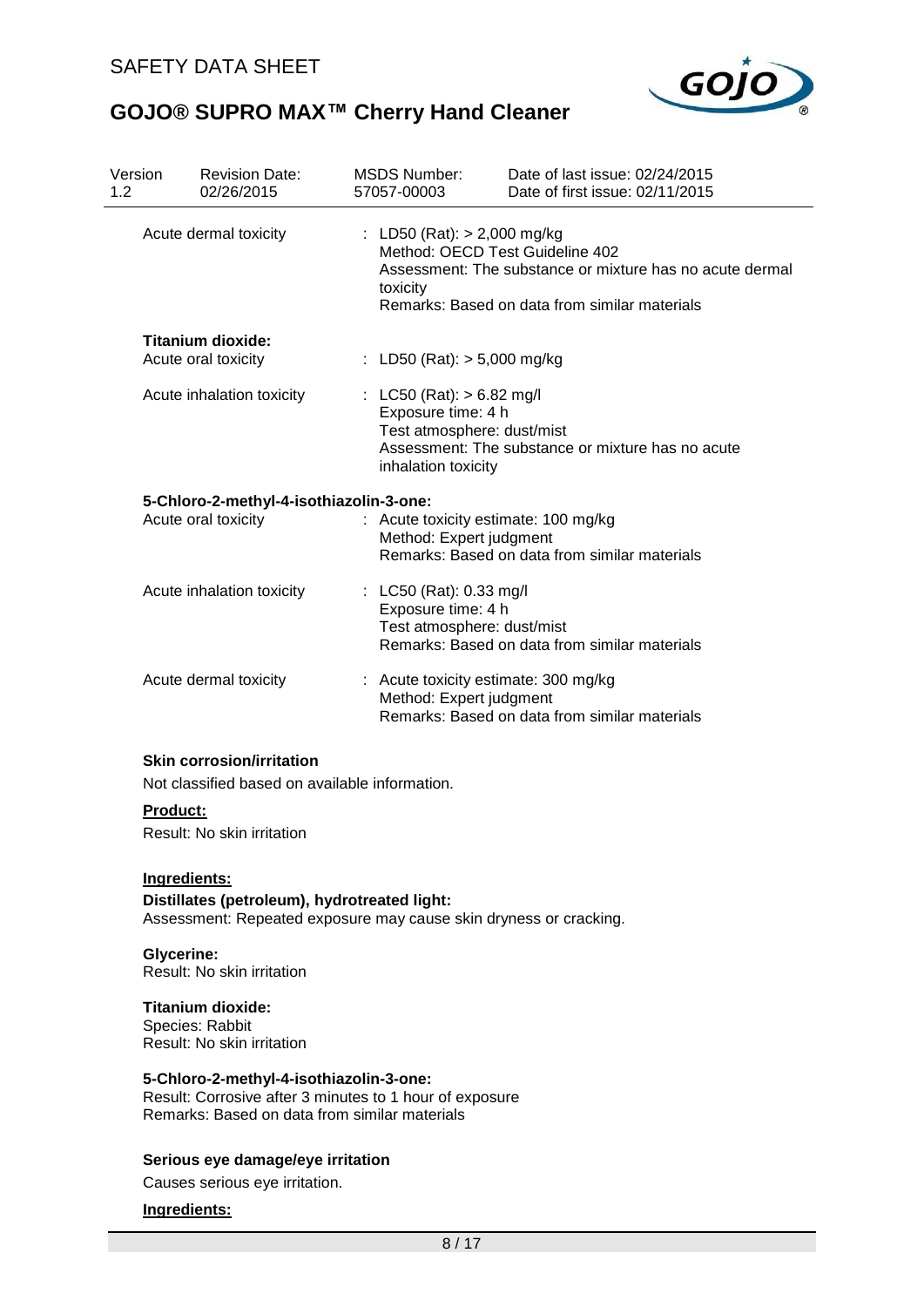Acute dermal toxicity : LD50 (Rat): > 2,000 mg/kg
Method: OECD Test Guideline 402
Assessment: The substance or mixture has no acute dermal toxicity
Remarks: Based on data from similar materials

**Titanium dioxide:**

Acute oral toxicity : LD50 (Rat): > 5,000 mg/kg

Acute inhalation toxicity : LC50 (Rat): > 6.82 mg/l
Exposure time: 4 h
Test atmosphere: dust/mist
Assessment: The substance or mixture has no acute inhalation toxicity

**5-Chloro-2-methyl-4-isothiazolin-3-one:**

Acute oral toxicity : Acute toxicity estimate: 100 mg/kg
Method: Expert judgment
Remarks: Based on data from similar materials

Acute inhalation toxicity : LC50 (Rat): 0.33 mg/l
Exposure time: 4 h
Test atmosphere: dust/mist
Remarks: Based on data from similar materials

Acute dermal toxicity : Acute toxicity estimate: 300 mg/kg
Method: Expert judgment
Remarks: Based on data from similar materials

**Skin corrosion/irritation**

Not classified based on available information.

**Product:**

Result: No skin irritation

**Ingredients:**

**Distillates (petroleum), hydrotreated light:**
Assessment: Repeated exposure may cause skin dryness or cracking.

**Glycerine:**
Result: No skin irritation

**Titanium dioxide:**
Species: Rabbit
Result: No skin irritation

**5-Chloro-2-methyl-4-isothiazolin-3-one:**
Result: Corrosive after 3 minutes to 1 hour of exposure
Remarks: Based on data from similar materials

**Serious eye damage/eye irritation**

Causes serious eye irritation.

**Ingredients:**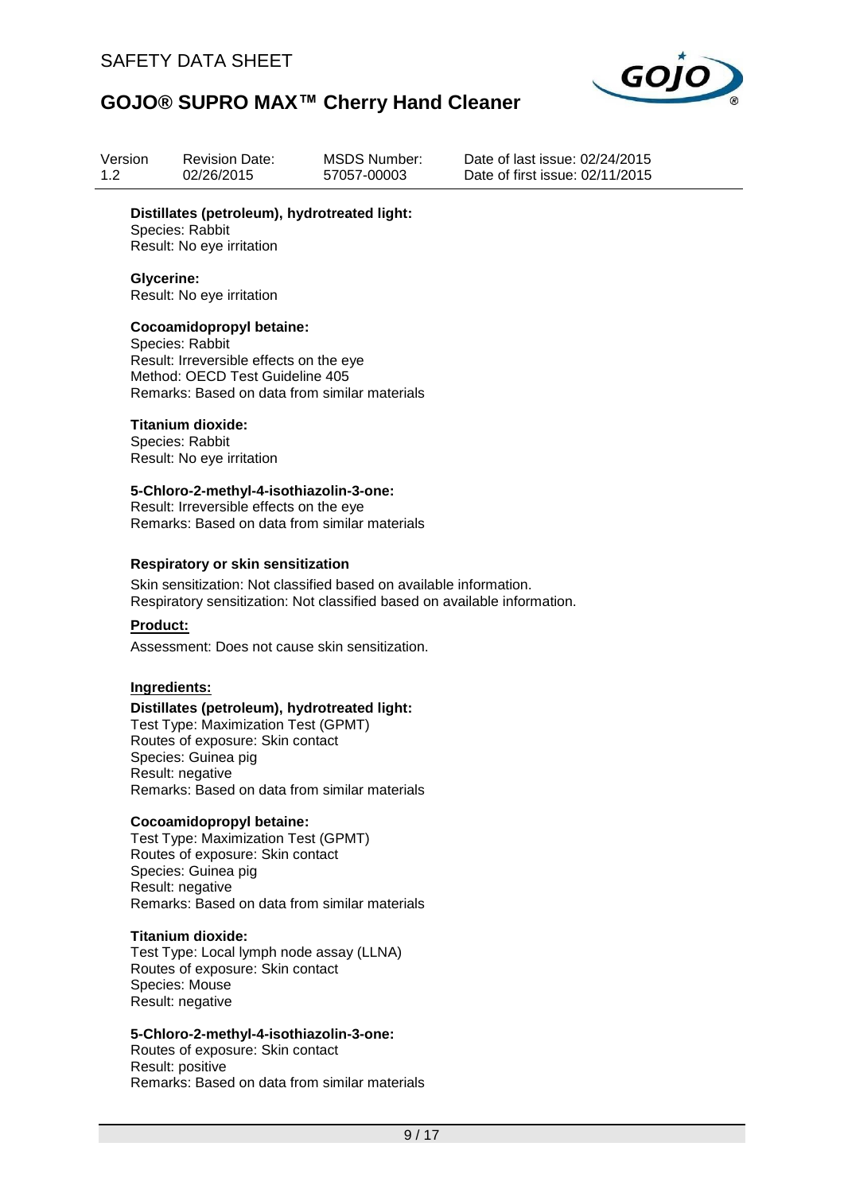**Distillates (petroleum), hydrotreated light:**
Species: Rabbit
Result: No eye irritation

**Glycerine:**
Result: No eye irritation

**Cocoamidopropyl betaine:**
Species: Rabbit
Result: Irreversible effects on the eye
Method: OECD Test Guideline 405
Remarks: Based on data from similar materials

**Titanium dioxide:**
Species: Rabbit
Result: No eye irritation

**5-Chloro-2-methyl-4-isothiazolin-3-one:**
Result: Irreversible effects on the eye
Remarks: Based on data from similar materials

**Respiratory or skin sensitization**

Skin sensitization: Not classified based on available information.
Respiratory sensitization: Not classified based on available information.

**Product:**

Assessment: Does not cause skin sensitization.

**Ingredients:**

**Distillates (petroleum), hydrotreated light:**
Test Type: Maximization Test (GPMT)
Routes of exposure: Skin contact
Species: Guinea pig
Result: negative
Remarks: Based on data from similar materials

**Cocoamidopropyl betaine:**
Test Type: Maximization Test (GPMT)
Routes of exposure: Skin contact
Species: Guinea pig
Result: negative
Remarks: Based on data from similar materials

**Titanium dioxide:**
Test Type: Local lymph node assay (LLNA)
Routes of exposure: Skin contact
Species: Mouse
Result: negative

**5-Chloro-2-methyl-4-isothiazolin-3-one:**
Routes of exposure: Skin contact
Result: positive
Remarks: Based on data from similar materials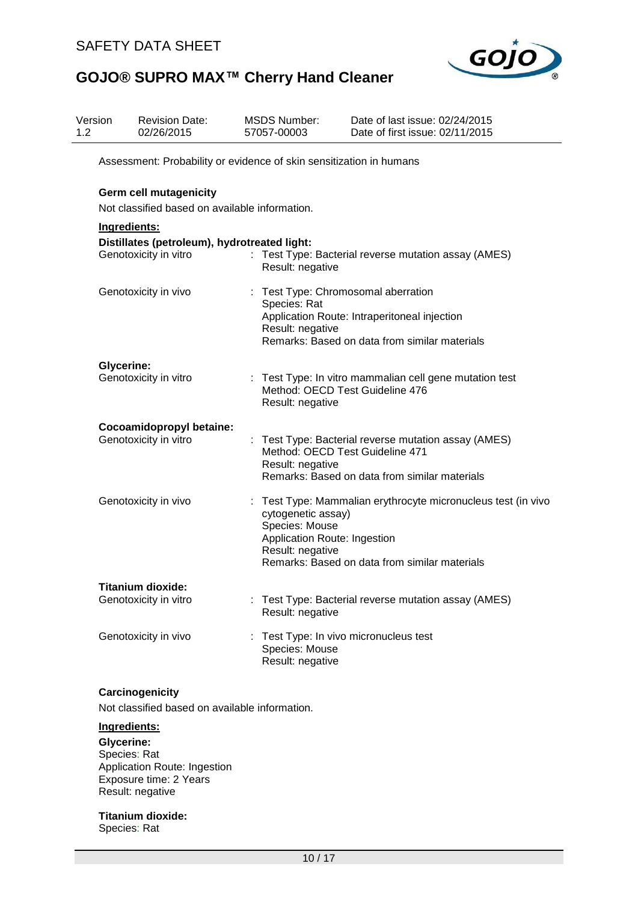Assessment: Probability or evidence of skin sensitization in humans

**Germ cell mutagenicity**

Not classified based on available information.

**Ingredients:**

**Distillates (petroleum), hydrotreated light:**

| | |
|---|---|
| Genotoxicity in vitro | : Test Type: Bacterial reverse mutation assay (AMES)<br>Result: negative |
| Genotoxicity in vivo | : Test Type: Chromosomal aberration<br>Species: Rat<br>Application Route: Intraperitoneal injection<br>Result: negative<br>Remarks: Based on data from similar materials |

**Glycerine:**

| | |
|---|---|
| Genotoxicity in vitro | : Test Type: In vitro mammalian cell gene mutation test<br>Method: OECD Test Guideline 476<br>Result: negative |

**Cocoamidopropyl betaine:**

| | |
|---|---|
| Genotoxicity in vitro | : Test Type: Bacterial reverse mutation assay (AMES)<br>Method: OECD Test Guideline 471<br>Result: negative<br>Remarks: Based on data from similar materials |
| Genotoxicity in vivo | : Test Type: Mammalian erythrocyte micronucleus test (in vivo cytogenetic assay)<br>Species: Mouse<br>Application Route: Ingestion<br>Result: negative<br>Remarks: Based on data from similar materials |

**Titanium dioxide:**

| | |
|---|---|
| Genotoxicity in vitro | : Test Type: Bacterial reverse mutation assay (AMES)<br>Result: negative |
| Genotoxicity in vivo | : Test Type: In vivo micronucleus test<br>Species: Mouse<br>Result: negative |

**Carcinogenicity**

Not classified based on available information.

**Ingredients:**

**Glycerine:**
Species: Rat
Application Route: Ingestion
Exposure time: 2 Years
Result: negative

**Titanium dioxide:**
Species: Rat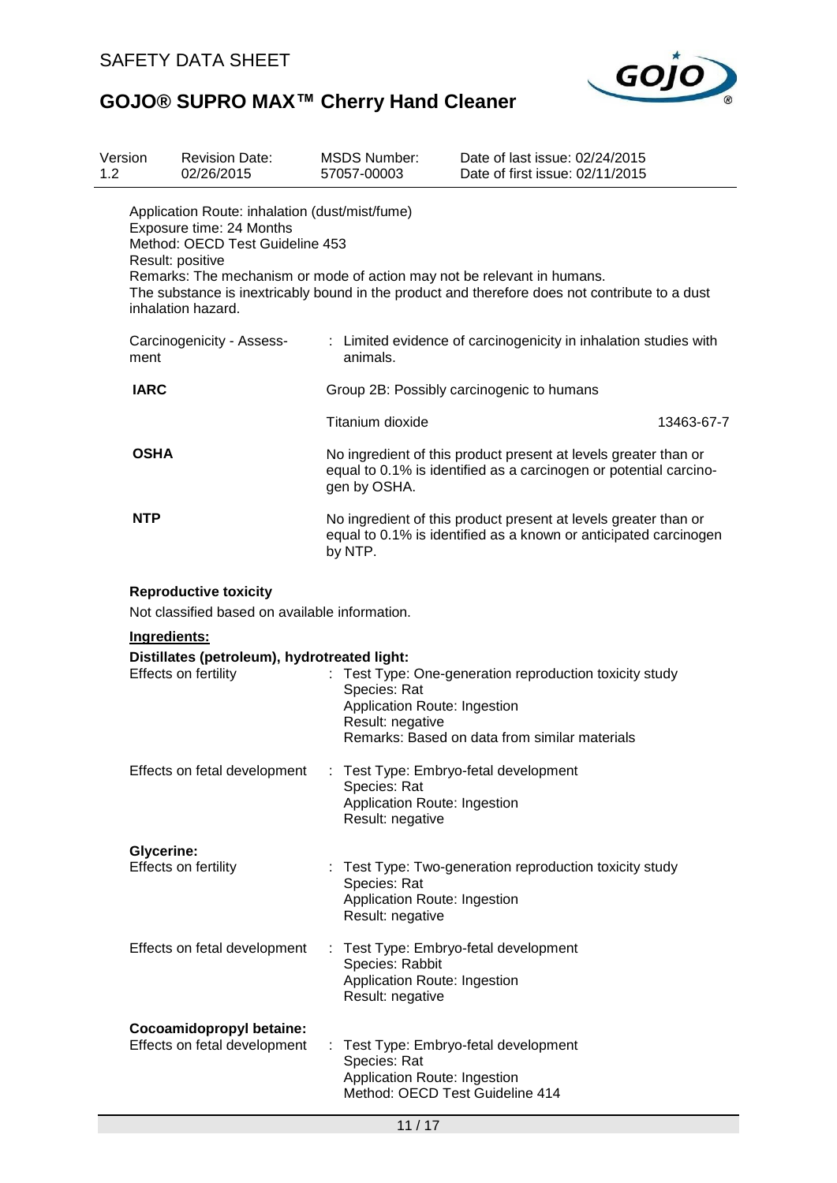Application Route: inhalation (dust/mist/fume)
Exposure time: 24 Months
Method: OECD Test Guideline 453
Result: positive
Remarks: The mechanism or mode of action may not be relevant in humans.
The substance is inextricably bound in the product and therefore does not contribute to a dust inhalation hazard.

Carcinogenicity - Assessment : Limited evidence of carcinogenicity in inhalation studies with animals.

**IARC** Group 2B: Possibly carcinogenic to humans

| | | |
|---|---|---|
| | Titanium dioxide | 13463-67-7 |

**OSHA** No ingredient of this product present at levels greater than or equal to 0.1% is identified as a carcinogen or potential carcinogen by OSHA.

**NTP** No ingredient of this product present at levels greater than or equal to 0.1% is identified as a known or anticipated carcinogen by NTP.

**Reproductive toxicity**

Not classified based on available information.

**Ingredients:**

**Distillates (petroleum), hydrotreated light:**

Effects on fertility : Test Type: One-generation reproduction toxicity study
Species: Rat
Application Route: Ingestion
Result: negative
Remarks: Based on data from similar materials

Effects on fetal development : Test Type: Embryo-fetal development
Species: Rat
Application Route: Ingestion
Result: negative

**Glycerine:**

Effects on fertility : Test Type: Two-generation reproduction toxicity study
Species: Rat
Application Route: Ingestion
Result: negative

Effects on fetal development : Test Type: Embryo-fetal development
Species: Rabbit
Application Route: Ingestion
Result: negative

**Cocoamidopropyl betaine:**

Effects on fetal development : Test Type: Embryo-fetal development
Species: Rat
Application Route: Ingestion
Method: OECD Test Guideline 414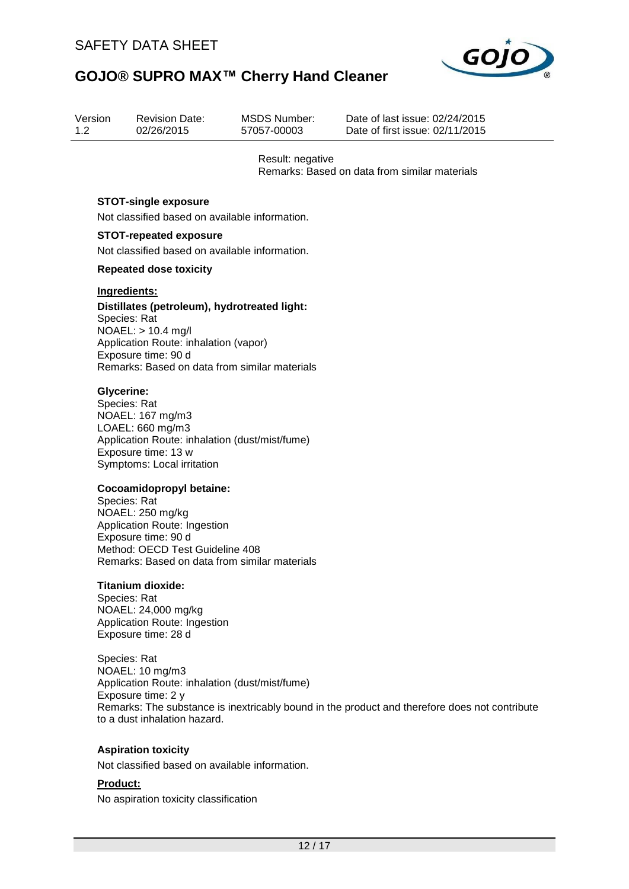Result: negative
Remarks: Based on data from similar materials

**STOT-single exposure**

Not classified based on available information.

**STOT-repeated exposure**

Not classified based on available information.

**Repeated dose toxicity**

**Ingredients:**

**Distillates (petroleum), hydrotreated light:**
Species: Rat
NOAEL: > 10.4 mg/l
Application Route: inhalation (vapor)
Exposure time: 90 d
Remarks: Based on data from similar materials

**Glycerine:**
Species: Rat
NOAEL: 167 mg/m3
LOAEL: 660 mg/m3
Application Route: inhalation (dust/mist/fume)
Exposure time: 13 w
Symptoms: Local irritation

**Cocoamidopropyl betaine:**
Species: Rat
NOAEL: 250 mg/kg
Application Route: Ingestion
Exposure time: 90 d
Method: OECD Test Guideline 408
Remarks: Based on data from similar materials

**Titanium dioxide:**
Species: Rat
NOAEL: 24,000 mg/kg
Application Route: Ingestion
Exposure time: 28 d

Species: Rat
NOAEL: 10 mg/m3
Application Route: inhalation (dust/mist/fume)
Exposure time: 2 y
Remarks: The substance is inextricably bound in the product and therefore does not contribute to a dust inhalation hazard.

**Aspiration toxicity**

Not classified based on available information.

**Product:**

No aspiration toxicity classification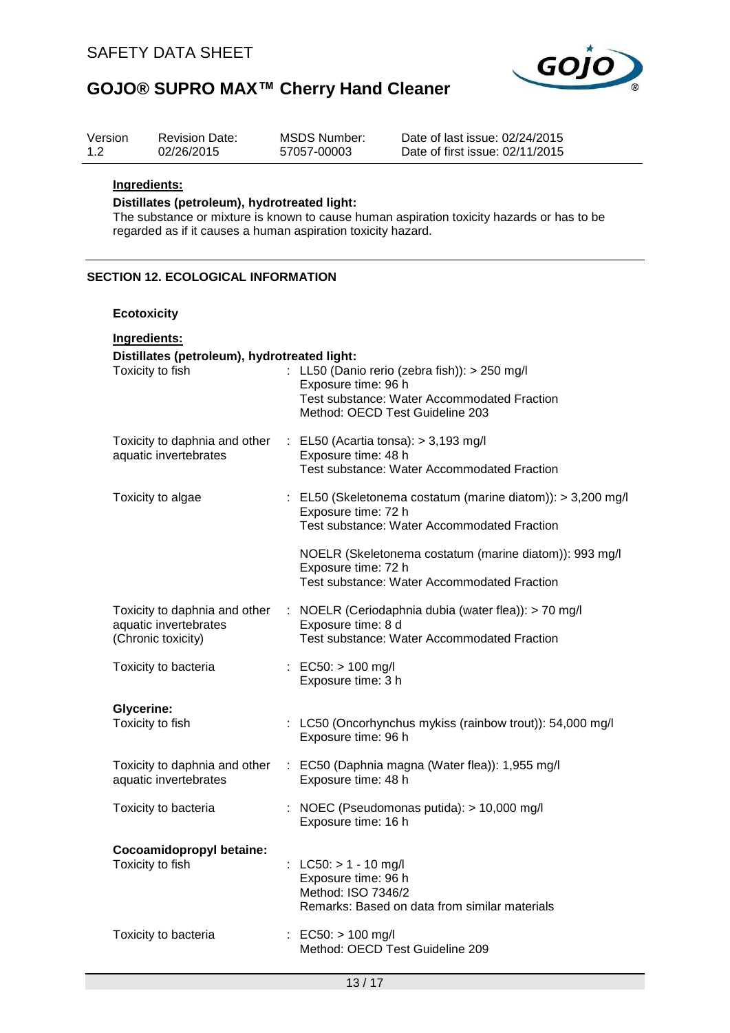**Ingredients:**

**Distillates (petroleum), hydrotreated light:**

The substance or mixture is known to cause human aspiration toxicity hazards or has to be regarded as if it causes a human aspiration toxicity hazard.

## SECTION 12. ECOLOGICAL INFORMATION

### Ecotoxicity

**Ingredients:**

**Distillates (petroleum), hydrotreated light:**

| | |
|---|---|
| Toxicity to fish | : LL50 (Danio rerio (zebra fish)): > 250 mg/l<br>Exposure time: 96 h<br>Test substance: Water Accommodated Fraction<br>Method: OECD Test Guideline 203 |
| Toxicity to daphnia and other aquatic invertebrates | : EL50 (Acartia tonsa): > 3,193 mg/l<br>Exposure time: 48 h<br>Test substance: Water Accommodated Fraction |
| Toxicity to algae | : EL50 (Skeletonema costatum (marine diatom)): > 3,200 mg/l<br>Exposure time: 72 h<br>Test substance: Water Accommodated Fraction<br><br>NOELR (Skeletonema costatum (marine diatom)): 993 mg/l<br>Exposure time: 72 h<br>Test substance: Water Accommodated Fraction |
| Toxicity to daphnia and other aquatic invertebrates (Chronic toxicity) | : NOELR (Ceriodaphnia dubia (water flea)): > 70 mg/l<br>Exposure time: 8 d<br>Test substance: Water Accommodated Fraction |
| Toxicity to bacteria | : EC50: > 100 mg/l<br>Exposure time: 3 h |

**Glycerine:**

| | |
|---|---|
| Toxicity to fish | : LC50 (Oncorhynchus mykiss (rainbow trout)): 54,000 mg/l<br>Exposure time: 96 h |
| Toxicity to daphnia and other aquatic invertebrates | : EC50 (Daphnia magna (Water flea)): 1,955 mg/l<br>Exposure time: 48 h |
| Toxicity to bacteria | : NOEC (Pseudomonas putida): > 10,000 mg/l<br>Exposure time: 16 h |

**Cocoamidopropyl betaine:**

| | |
|---|---|
| Toxicity to fish | : LC50: > 1 - 10 mg/l<br>Exposure time: 96 h<br>Method: ISO 7346/2<br>Remarks: Based on data from similar materials |
| Toxicity to bacteria | : EC50: > 100 mg/l<br>Method: OECD Test Guideline 209 |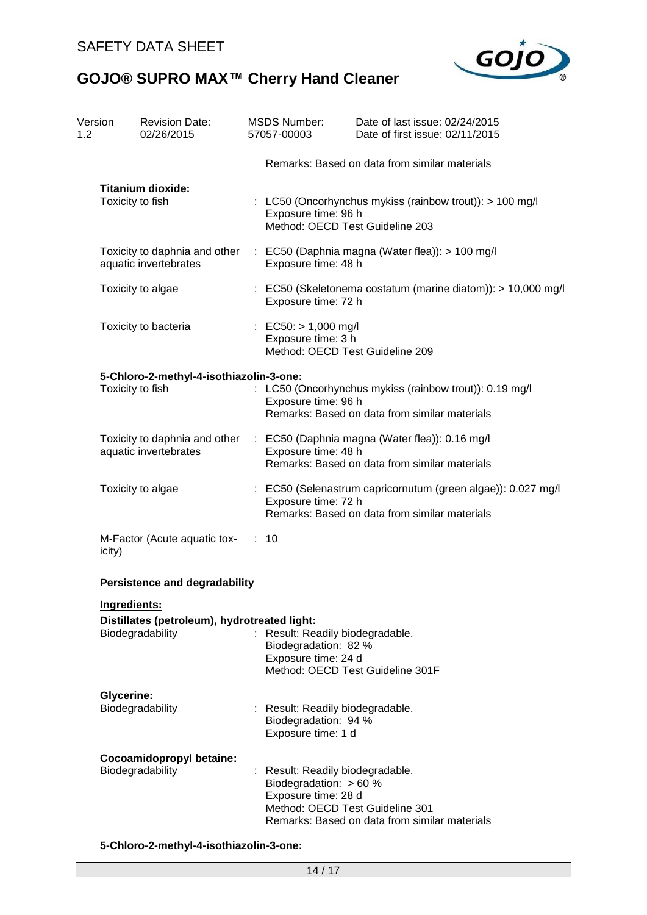Remarks: Based on data from similar materials

**Titanium dioxide:**

| | |
|---|---|
| Toxicity to fish | : LC50 (Oncorhynchus mykiss (rainbow trout)): > 100 mg/l<br>Exposure time: 96 h<br>Method: OECD Test Guideline 203 |
| Toxicity to daphnia and other aquatic invertebrates | : EC50 (Daphnia magna (Water flea)): > 100 mg/l<br>Exposure time: 48 h |
| Toxicity to algae | : EC50 (Skeletonema costatum (marine diatom)): > 10,000 mg/l<br>Exposure time: 72 h |
| Toxicity to bacteria | : EC50: > 1,000 mg/l<br>Exposure time: 3 h<br>Method: OECD Test Guideline 209 |

**5-Chloro-2-methyl-4-isothiazolin-3-one:**

| | |
|---|---|
| Toxicity to fish | : LC50 (Oncorhynchus mykiss (rainbow trout)): 0.19 mg/l<br>Exposure time: 96 h<br>Remarks: Based on data from similar materials |
| Toxicity to daphnia and other aquatic invertebrates | : EC50 (Daphnia magna (Water flea)): 0.16 mg/l<br>Exposure time: 48 h<br>Remarks: Based on data from similar materials |
| Toxicity to algae | : EC50 (Selenastrum capricornutum (green algae)): 0.027 mg/l<br>Exposure time: 72 h<br>Remarks: Based on data from similar materials |
| M-Factor (Acute aquatic toxicity) | : 10 |

**Persistence and degradability**

**Ingredients:**

**Distillates (petroleum), hydrotreated light:**

| | |
|---|---|
| Biodegradability | : Result: Readily biodegradable.<br>Biodegradation: 82 %<br>Exposure time: 24 d<br>Method: OECD Test Guideline 301F |

**Glycerine:**

| | |
|---|---|
| Biodegradability | : Result: Readily biodegradable.<br>Biodegradation: 94 %<br>Exposure time: 1 d |

**Cocoamidopropyl betaine:**

| | |
|---|---|
| Biodegradability | : Result: Readily biodegradable.<br>Biodegradation: > 60 %<br>Exposure time: 28 d<br>Method: OECD Test Guideline 301<br>Remarks: Based on data from similar materials |

**5-Chloro-2-methyl-4-isothiazolin-3-one:**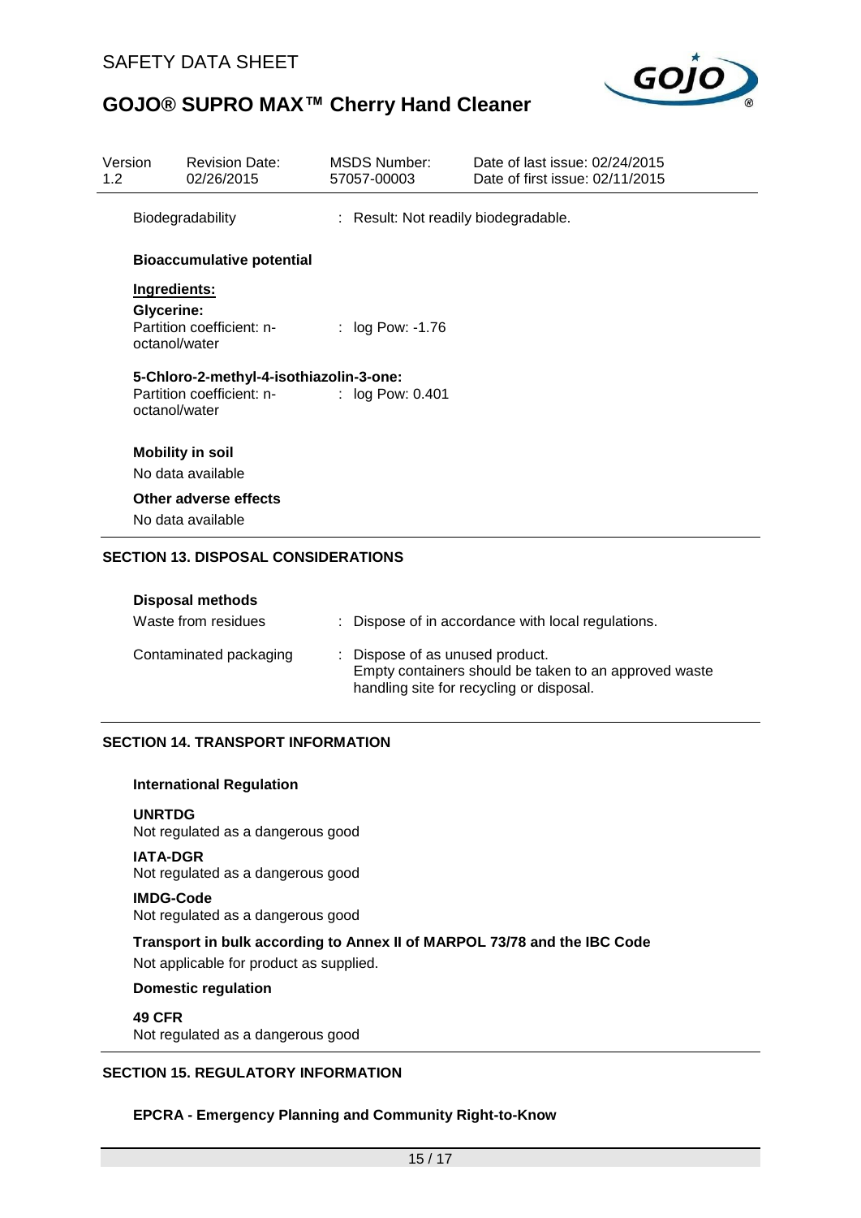Biodegradability : Result: Not readily biodegradable.

**Bioaccumulative potential**

**Ingredients:**

**Glycerine:**

Partition coefficient: n-octanol/water : log Pow: -1.76

**5-Chloro-2-methyl-4-isothiazolin-3-one:**

Partition coefficient: n-octanol/water : log Pow: 0.401

**Mobility in soil**

No data available

**Other adverse effects**

No data available

## SECTION 13. DISPOSAL CONSIDERATIONS

**Disposal methods**

Waste from residues : Dispose of in accordance with local regulations.

Contaminated packaging : Dispose of as unused product.
Empty containers should be taken to an approved waste handling site for recycling or disposal.

## SECTION 14. TRANSPORT INFORMATION

**International Regulation**

**UNRTDG**

Not regulated as a dangerous good

**IATA-DGR**

Not regulated as a dangerous good

**IMDG-Code**

Not regulated as a dangerous good

**Transport in bulk according to Annex II of MARPOL 73/78 and the IBC Code**

Not applicable for product as supplied.

**Domestic regulation**

**49 CFR**

Not regulated as a dangerous good

## SECTION 15. REGULATORY INFORMATION

**EPCRA - Emergency Planning and Community Right-to-Know**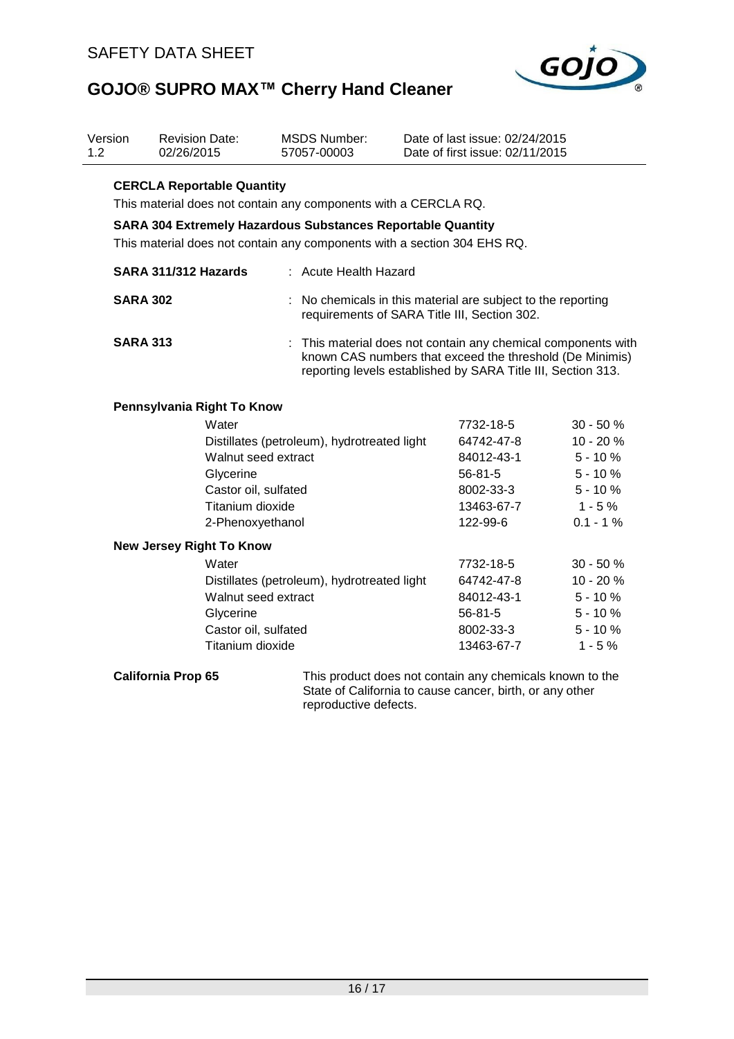| Version | Revision Date: | MSDS Number: | Date of last issue: 02/24/2015 |
|---|---|---|---|
| 1.2 | 02/26/2015 | 57057-00003 | Date of first issue: 02/11/2015 |

**CERCLA Reportable Quantity**

This material does not contain any components with a CERCLA RQ.

**SARA 304 Extremely Hazardous Substances Reportable Quantity**

This material does not contain any components with a section 304 EHS RQ.

**SARA 311/312 Hazards** : Acute Health Hazard

**SARA 302** : No chemicals in this material are subject to the reporting requirements of SARA Title III, Section 302.

**SARA 313** : This material does not contain any chemical components with known CAS numbers that exceed the threshold (De Minimis) reporting levels established by SARA Title III, Section 313.

**Pennsylvania Right To Know**

| | | |
|---|---|---|
| Water | 7732-18-5 | 30 - 50 % |
| Distillates (petroleum), hydrotreated light | 64742-47-8 | 10 - 20 % |
| Walnut seed extract | 84012-43-1 | 5 - 10 % |
| Glycerine | 56-81-5 | 5 - 10 % |
| Castor oil, sulfated | 8002-33-3 | 5 - 10 % |
| Titanium dioxide | 13463-67-7 | 1 - 5 % |
| 2-Phenoxyethanol | 122-99-6 | 0.1 - 1 % |

**New Jersey Right To Know**

| | | |
|---|---|---|
| Water | 7732-18-5 | 30 - 50 % |
| Distillates (petroleum), hydrotreated light | 64742-47-8 | 10 - 20 % |
| Walnut seed extract | 84012-43-1 | 5 - 10 % |
| Glycerine | 56-81-5 | 5 - 10 % |
| Castor oil, sulfated | 8002-33-3 | 5 - 10 % |
| Titanium dioxide | 13463-67-7 | 1 - 5 % |

**California Prop 65** This product does not contain any chemicals known to the State of California to cause cancer, birth, or any other reproductive defects.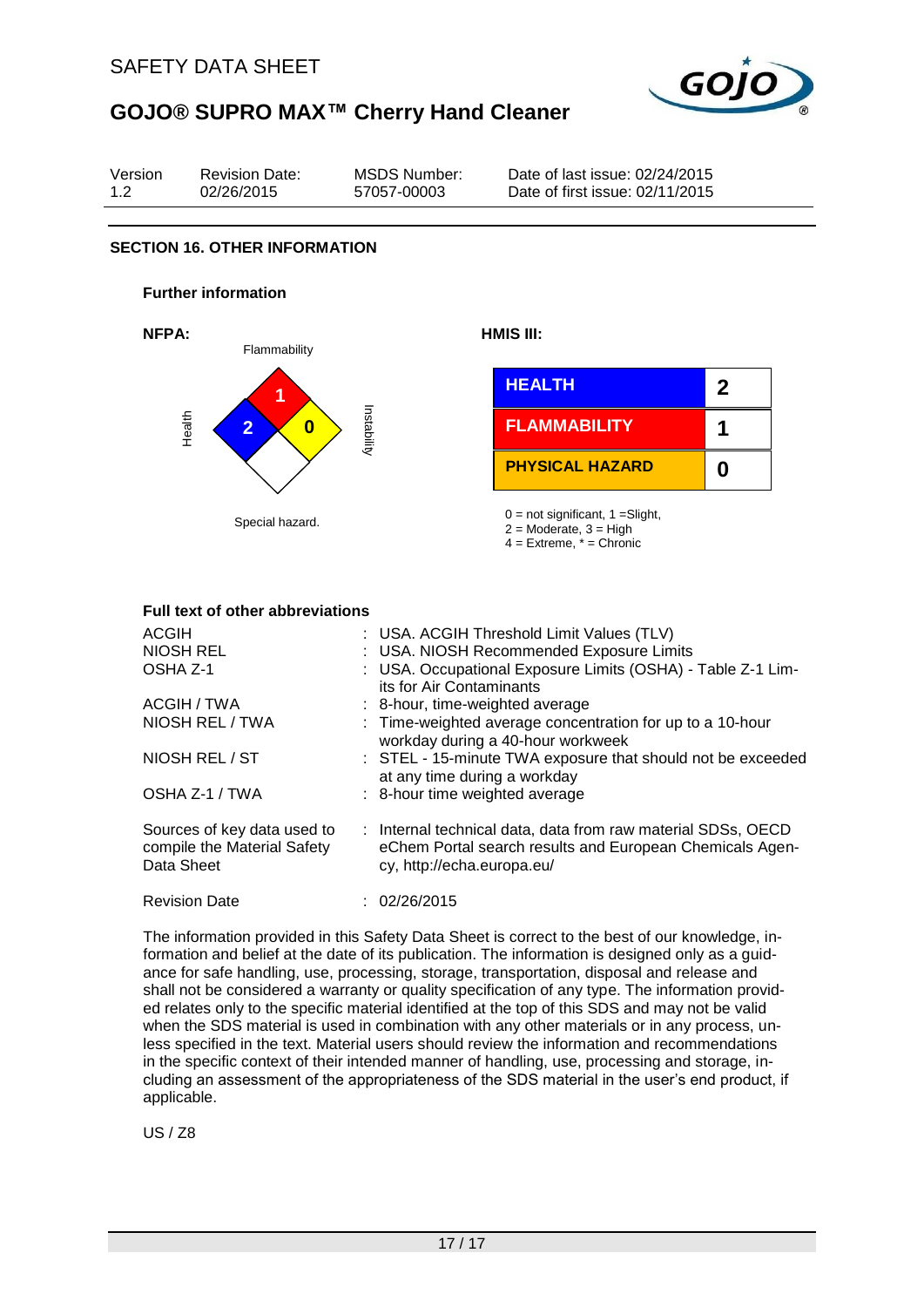## SECTION 16. OTHER INFORMATION

### Further information

**NFPA:**

Flammability

1

Health 2

0 Instability

Special hazard.

**HMIS III:**

| | |
|---|---|
| HEALTH | 2 |
| FLAMMABILITY | 1 |
| PHYSICAL HAZARD | 0 |

0 = not significant, 1 =Slight,
2 = Moderate, 3 = High
4 = Extreme, * = Chronic

### Full text of other abbreviations

| | |
|---|---|
| ACGIH | : USA. ACGIH Threshold Limit Values (TLV) |
| NIOSH REL | : USA. NIOSH Recommended Exposure Limits |
| OSHA Z-1 | : USA. Occupational Exposure Limits (OSHA) - Table Z-1 Limits for Air Contaminants |
| ACGIH / TWA | : 8-hour, time-weighted average |
| NIOSH REL / TWA | : Time-weighted average concentration for up to a 10-hour workday during a 40-hour workweek |
| NIOSH REL / ST | : STEL - 15-minute TWA exposure that should not be exceeded at any time during a workday |
| OSHA Z-1 / TWA | : 8-hour time weighted average |

Sources of key data used to compile the Material Safety Data Sheet : Internal technical data, data from raw material SDSs, OECD eChem Portal search results and European Chemicals Agency, http://echa.europa.eu/

Revision Date : 02/26/2015

The information provided in this Safety Data Sheet is correct to the best of our knowledge, information and belief at the date of its publication. The information is designed only as a guidance for safe handling, use, processing, storage, transportation, disposal and release and shall not be considered a warranty or quality specification of any type. The information provided relates only to the specific material identified at the top of this SDS and may not be valid when the SDS material is used in combination with any other materials or in any process, unless specified in the text. Material users should review the information and recommendations in the specific context of their intended manner of handling, use, processing and storage, including an assessment of the appropriateness of the SDS material in the user's end product, if applicable.

US / Z8